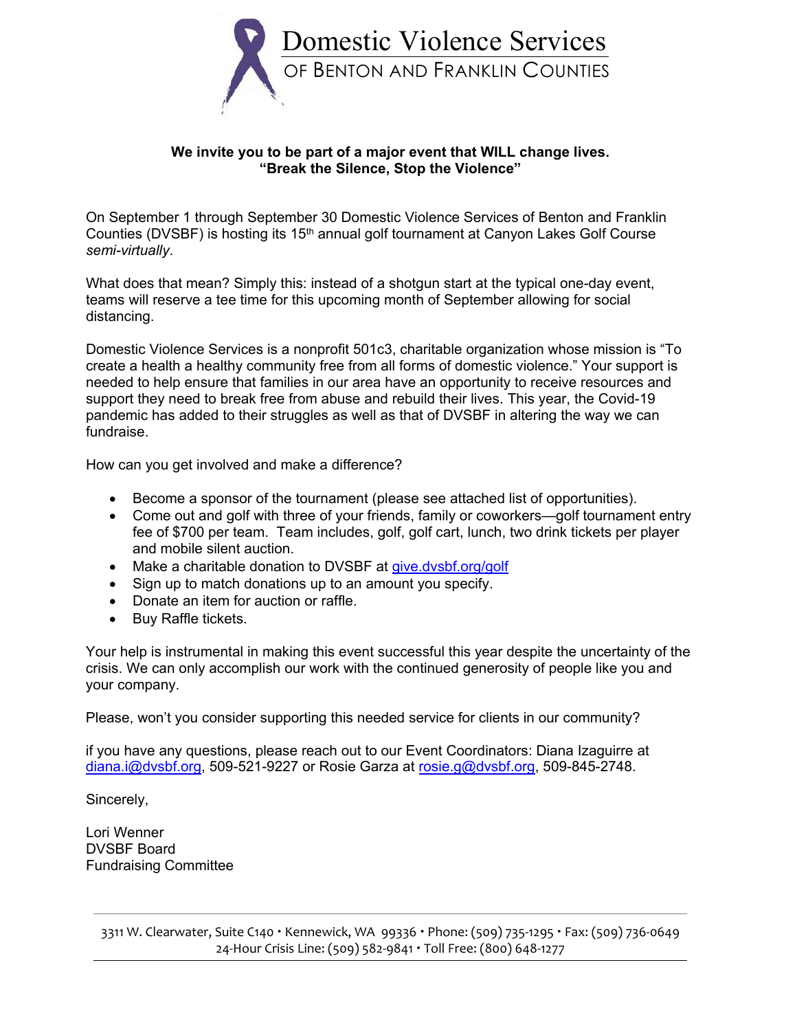# Domestic Violence Services
## OF BENTON AND FRANKLIN COUNTIES

**We invite you to be part of a major event that WILL change lives.**
**"Break the Silence, Stop the Violence"**

On September 1 through September 30 Domestic Violence Services of Benton and Franklin Counties (DVSBF) is hosting its 15th annual golf tournament at Canyon Lakes Golf Course *semi-virtually*.

What does that mean? Simply this: instead of a shotgun start at the typical one-day event, teams will reserve a tee time for this upcoming month of September allowing for social distancing.

Domestic Violence Services is a nonprofit 501c3, charitable organization whose mission is "To create a health a healthy community free from all forms of domestic violence." Your support is needed to help ensure that families in our area have an opportunity to receive resources and support they need to break free from abuse and rebuild their lives. This year, the Covid-19 pandemic has added to their struggles as well as that of DVSBF in altering the way we can fundraise.

How can you get involved and make a difference?

- Become a sponsor of the tournament (please see attached list of opportunities).
- Come out and golf with three of your friends, family or coworkers—golf tournament entry fee of $700 per team. Team includes, golf, golf cart, lunch, two drink tickets per player and mobile silent auction.
- Make a charitable donation to DVSBF at give.dvsbf.org/golf
- Sign up to match donations up to an amount you specify.
- Donate an item for auction or raffle.
- Buy Raffle tickets.

Your help is instrumental in making this event successful this year despite the uncertainty of the crisis. We can only accomplish our work with the continued generosity of people like you and your company.

Please, won't you consider supporting this needed service for clients in our community?

if you have any questions, please reach out to our Event Coordinators: Diana Izaguirre at diana.i@dvsbf.org, 509-521-9227 or Rosie Garza at rosie.g@dvsbf.org, 509-845-2748.

Sincerely,

Lori Wenner
DVSBF Board
Fundraising Committee

3311 W. Clearwater, Suite C140 • Kennewick, WA 99336 • Phone: (509) 735-1295 • Fax: (509) 736-0649
24-Hour Crisis Line: (509) 582-9841 • Toll Free: (800) 648-1277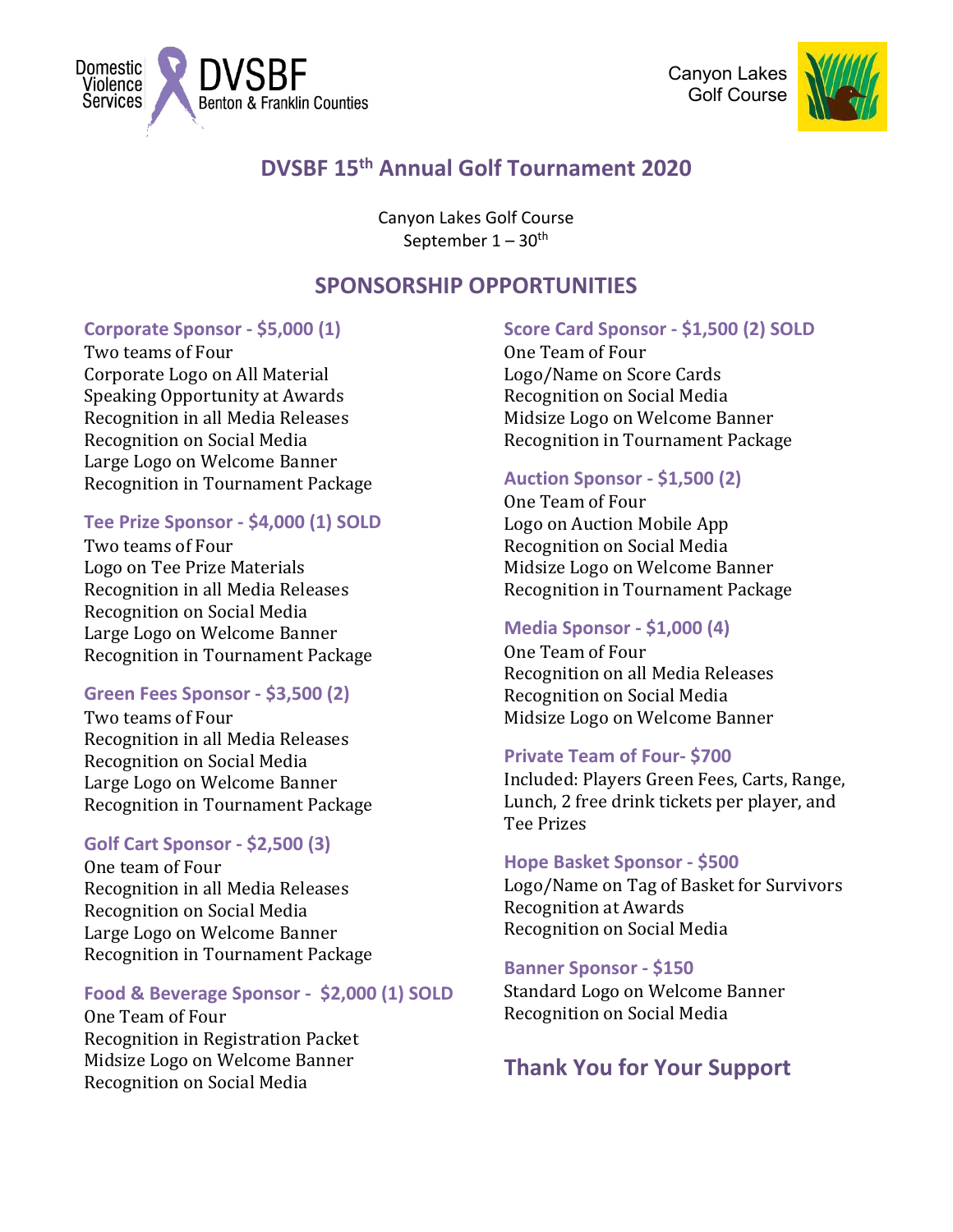Domestic Violence Services DVSBF Benton & Franklin Counties

Canyon Lakes Golf Course

# DVSBF 15th Annual Golf Tournament 2020

Canyon Lakes Golf Course
September 1 – 30th

## SPONSORSHIP OPPORTUNITIES

### Corporate Sponsor - $5,000 (1)

Two teams of Four
Corporate Logo on All Material
Speaking Opportunity at Awards
Recognition in all Media Releases
Recognition on Social Media
Large Logo on Welcome Banner
Recognition in Tournament Package

### Tee Prize Sponsor - $4,000 (1) SOLD

Two teams of Four
Logo on Tee Prize Materials
Recognition in all Media Releases
Recognition on Social Media
Large Logo on Welcome Banner
Recognition in Tournament Package

### Green Fees Sponsor - $3,500 (2)

Two teams of Four
Recognition in all Media Releases
Recognition on Social Media
Large Logo on Welcome Banner
Recognition in Tournament Package

### Golf Cart Sponsor - $2,500 (3)

One team of Four
Recognition in all Media Releases
Recognition on Social Media
Large Logo on Welcome Banner
Recognition in Tournament Package

### Food & Beverage Sponsor - $2,000 (1) SOLD

One Team of Four
Recognition in Registration Packet
Midsize Logo on Welcome Banner
Recognition on Social Media

### Score Card Sponsor - $1,500 (2) SOLD

One Team of Four
Logo/Name on Score Cards
Recognition on Social Media
Midsize Logo on Welcome Banner
Recognition in Tournament Package

### Auction Sponsor - $1,500 (2)

One Team of Four
Logo on Auction Mobile App
Recognition on Social Media
Midsize Logo on Welcome Banner
Recognition in Tournament Package

### Media Sponsor - $1,000 (4)

One Team of Four
Recognition on all Media Releases
Recognition on Social Media
Midsize Logo on Welcome Banner

### Private Team of Four- $700

Included: Players Green Fees, Carts, Range, Lunch, 2 free drink tickets per player, and Tee Prizes

### Hope Basket Sponsor - $500

Logo/Name on Tag of Basket for Survivors
Recognition at Awards
Recognition on Social Media

### Banner Sponsor - $150

Standard Logo on Welcome Banner
Recognition on Social Media

## Thank You for Your Support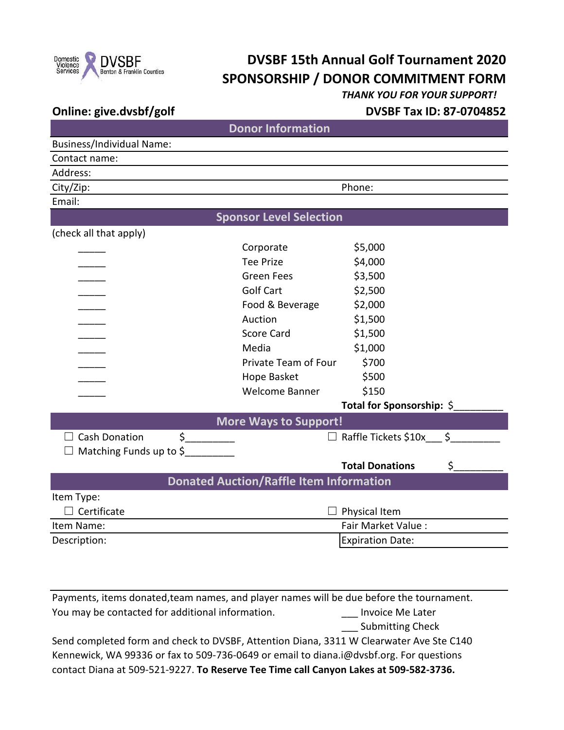Domestic Violence Services DVSBF Benton & Franklin Counties

# DVSBF 15th Annual Golf Tournament 2020
# SPONSORSHIP / DONOR COMMITMENT FORM

*THANK YOU FOR YOUR SUPPORT!*

**Online: give.dvsbf/golf** **DVSBF Tax ID: 87-0704852**

## Donor Information

Business/Individual Name:

Contact name:

Address:

City/Zip: Phone:

Email:

## Sponsor Level Selection

(check all that apply)

| | | |
|---|---|---|
| _____ | Corporate | $5,000 |
| _____ | Tee Prize | $4,000 |
| _____ | Green Fees | $3,500 |
| _____ | Golf Cart | $2,500 |
| _____ | Food & Beverage | $2,000 |
| _____ | Auction | $1,500 |
| _____ | Score Card | $1,500 |
| _____ | Media | $1,000 |
| _____ | Private Team of Four | $700 |
| _____ | Hope Basket | $500 |
| _____ | Welcome Banner | $150 |

**Total for Sponsorship:** $_________

## More Ways to Support!

☐ Cash Donation $_________ ☐ Raffle Tickets $10x___ $_________

☐ Matching Funds up to $_________

**Total Donations** $_________

## Donated Auction/Raffle Item Information

Item Type:

☐ Certificate ☐ Physical Item

Item Name: Fair Market Value :

Description: Expiration Date:

Payments, items donated,team names, and player names will be due before the tournament.

You may be contacted for additional information. ___ Invoice Me Later

___ Submitting Check

Send completed form and check to DVSBF, Attention Diana, 3311 W Clearwater Ave Ste C140 Kennewick, WA 99336 or fax to 509-736-0649 or email to diana.i@dvsbf.org. For questions contact Diana at 509-521-9227. **To Reserve Tee Time call Canyon Lakes at 509-582-3736.**